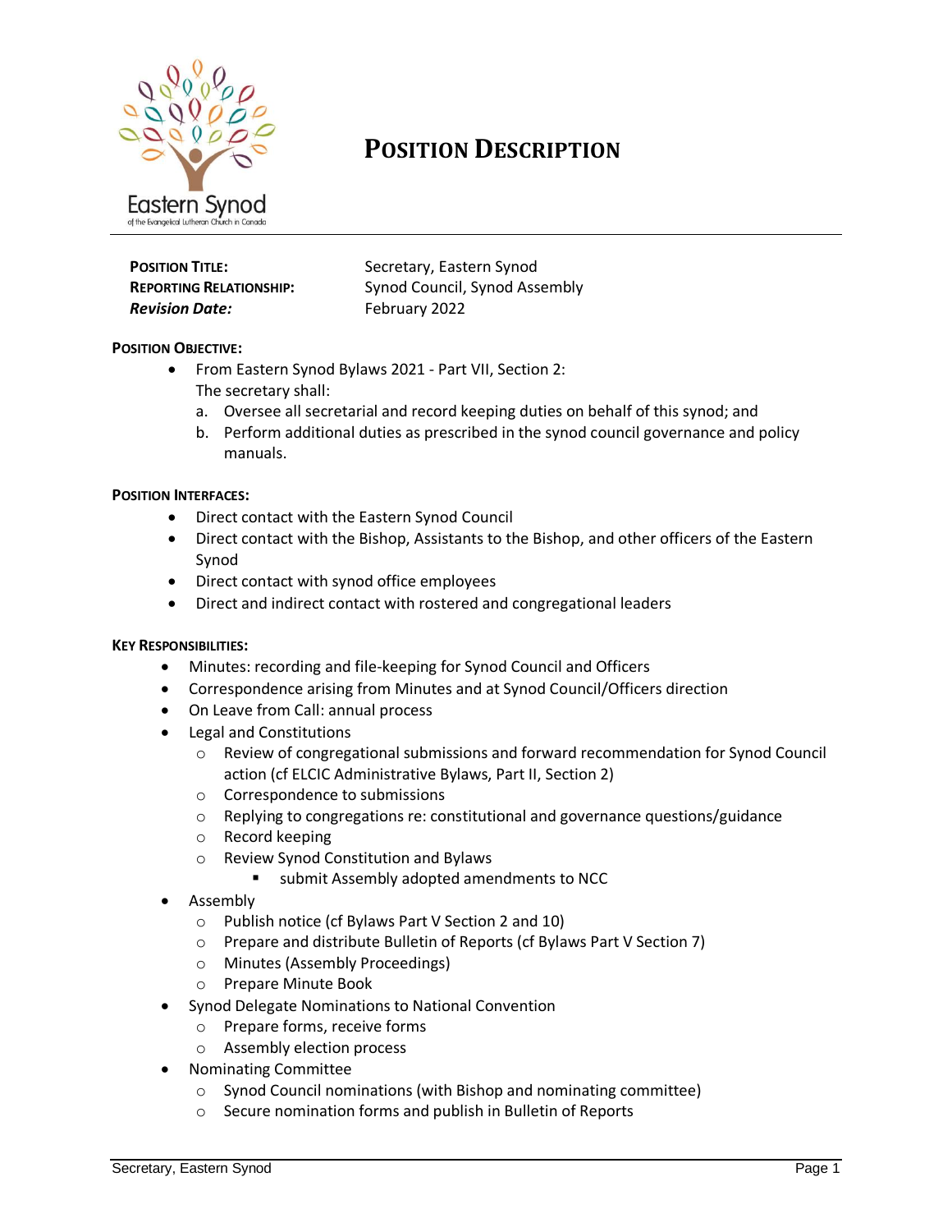# POSITION DESCRIPTION

| | |
|---|---|
| **POSITION TITLE:** | Secretary, Eastern Synod |
| **REPORTING RELATIONSHIP:** | Synod Council, Synod Assembly |
| ***Revision Date:*** | February 2022 |

**POSITION OBJECTIVE:**

- From Eastern Synod Bylaws 2021 - Part VII, Section 2:
  The secretary shall:
  a. Oversee all secretarial and record keeping duties on behalf of this synod; and
  b. Perform additional duties as prescribed in the synod council governance and policy manuals.

**POSITION INTERFACES:**

- Direct contact with the Eastern Synod Council
- Direct contact with the Bishop, Assistants to the Bishop, and other officers of the Eastern Synod
- Direct contact with synod office employees
- Direct and indirect contact with rostered and congregational leaders

**KEY RESPONSIBILITIES:**

- Minutes: recording and file-keeping for Synod Council and Officers
- Correspondence arising from Minutes and at Synod Council/Officers direction
- On Leave from Call: annual process
- Legal and Constitutions
  - Review of congregational submissions and forward recommendation for Synod Council action (cf ELCIC Administrative Bylaws, Part II, Section 2)
  - Correspondence to submissions
  - Replying to congregations re: constitutional and governance questions/guidance
  - Record keeping
  - Review Synod Constitution and Bylaws
    - submit Assembly adopted amendments to NCC
- Assembly
  - Publish notice (cf Bylaws Part V Section 2 and 10)
  - Prepare and distribute Bulletin of Reports (cf Bylaws Part V Section 7)
  - Minutes (Assembly Proceedings)
  - Prepare Minute Book
- Synod Delegate Nominations to National Convention
  - Prepare forms, receive forms
  - Assembly election process
- Nominating Committee
  - Synod Council nominations (with Bishop and nominating committee)
  - Secure nomination forms and publish in Bulletin of Reports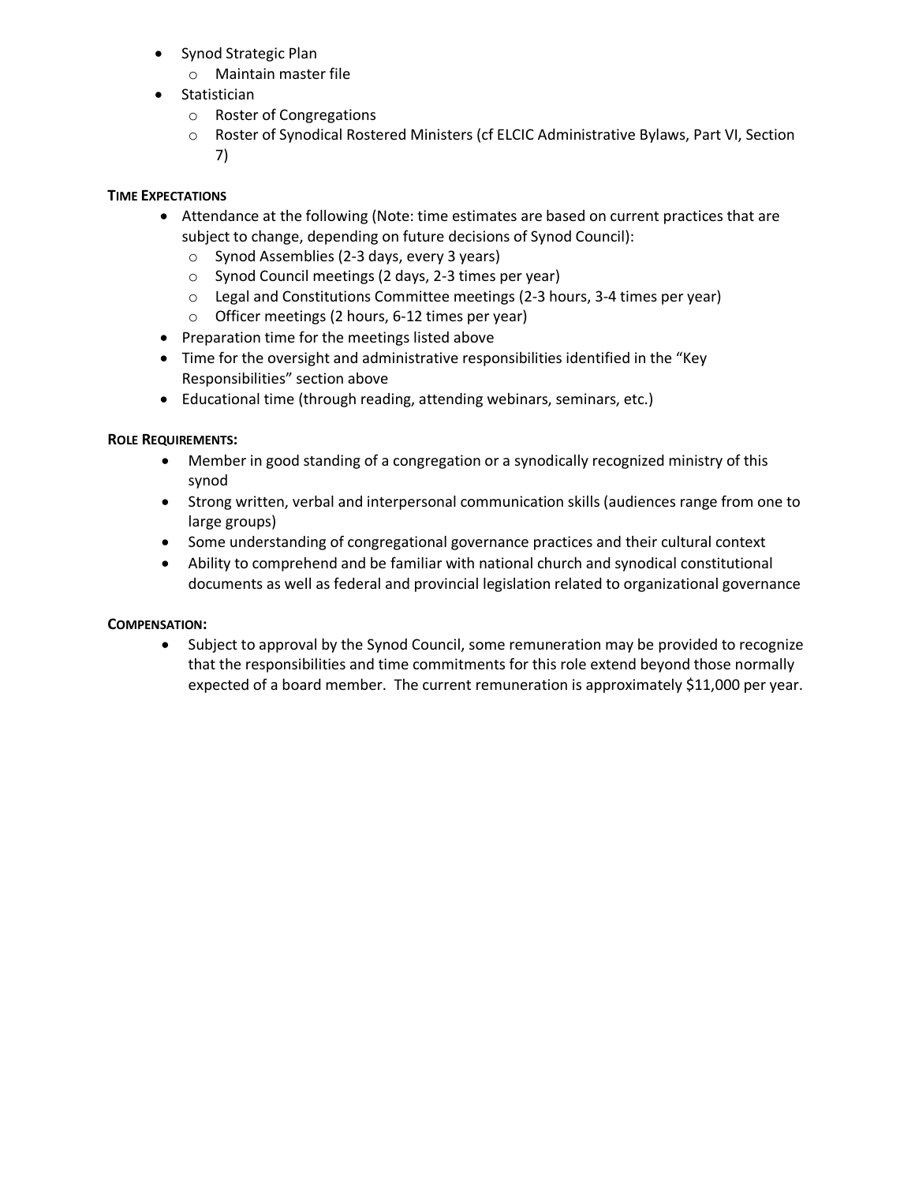- Synod Strategic Plan
  - Maintain master file
- Statistician
  - Roster of Congregations
  - Roster of Synodical Rostered Ministers (cf ELCIC Administrative Bylaws, Part VI, Section 7)

**TIME EXPECTATIONS**

- Attendance at the following (Note: time estimates are based on current practices that are subject to change, depending on future decisions of Synod Council):
  - Synod Assemblies (2-3 days, every 3 years)
  - Synod Council meetings (2 days, 2-3 times per year)
  - Legal and Constitutions Committee meetings (2-3 hours, 3-4 times per year)
  - Officer meetings (2 hours, 6-12 times per year)
- Preparation time for the meetings listed above
- Time for the oversight and administrative responsibilities identified in the "Key Responsibilities" section above
- Educational time (through reading, attending webinars, seminars, etc.)

**ROLE REQUIREMENTS:**

- Member in good standing of a congregation or a synodically recognized ministry of this synod
- Strong written, verbal and interpersonal communication skills (audiences range from one to large groups)
- Some understanding of congregational governance practices and their cultural context
- Ability to comprehend and be familiar with national church and synodical constitutional documents as well as federal and provincial legislation related to organizational governance

**COMPENSATION:**

- Subject to approval by the Synod Council, some remuneration may be provided to recognize that the responsibilities and time commitments for this role extend beyond those normally expected of a board member. The current remuneration is approximately $11,000 per year.